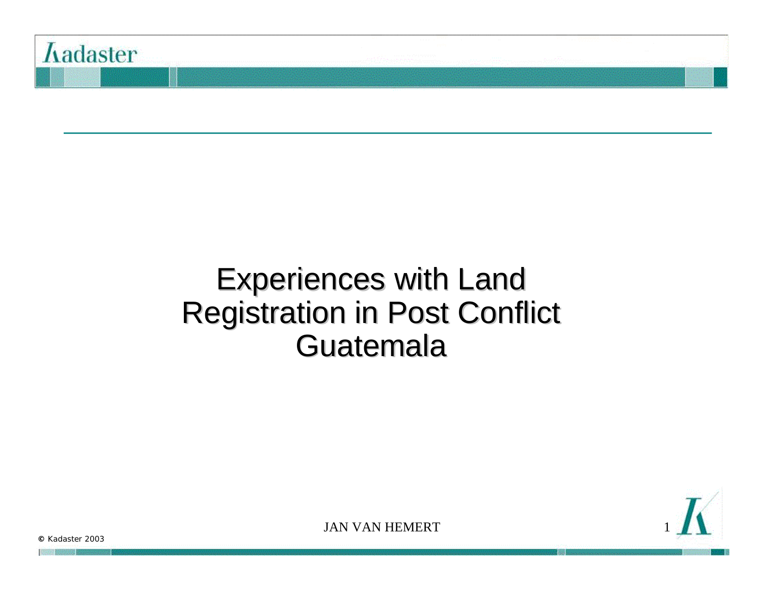# Experiences with Land Registration in Post Conflict Guatemala

JAN VAN HEMERT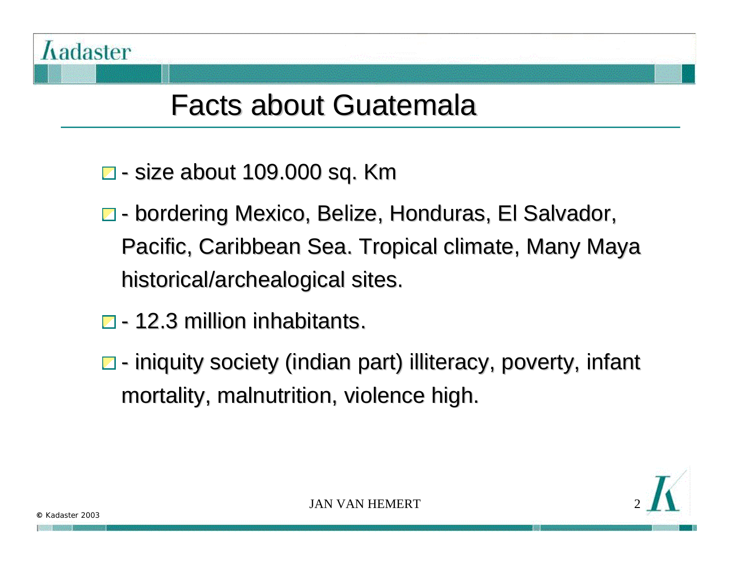# Facts about Guatemala

- - size about 109.000 sq. Km
- - bordering Mexico, Belize, Honduras, El Salvador, Pacific, Caribbean Sea. Tropical climate, Many Maya historical/archealogical sites.
- - 12.3 million inhabitants.
- - iniquity society (indian part) illiteracy, poverty, infant mortality, malnutrition, violence high.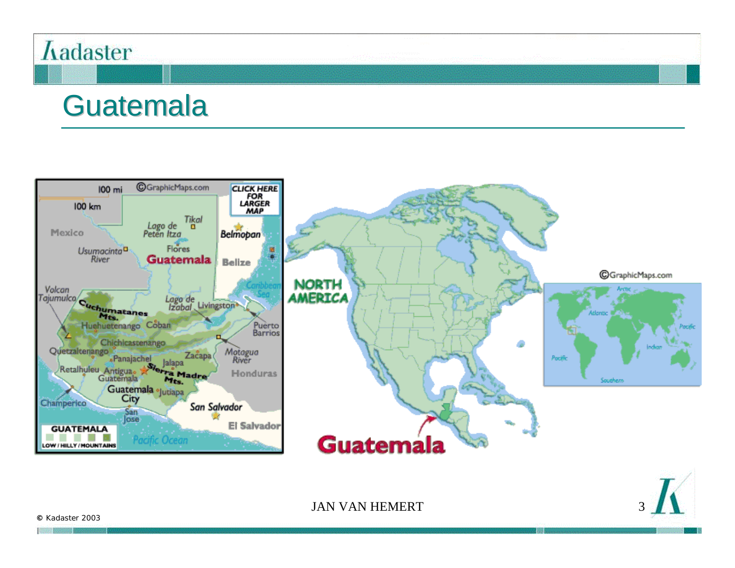# Guatemala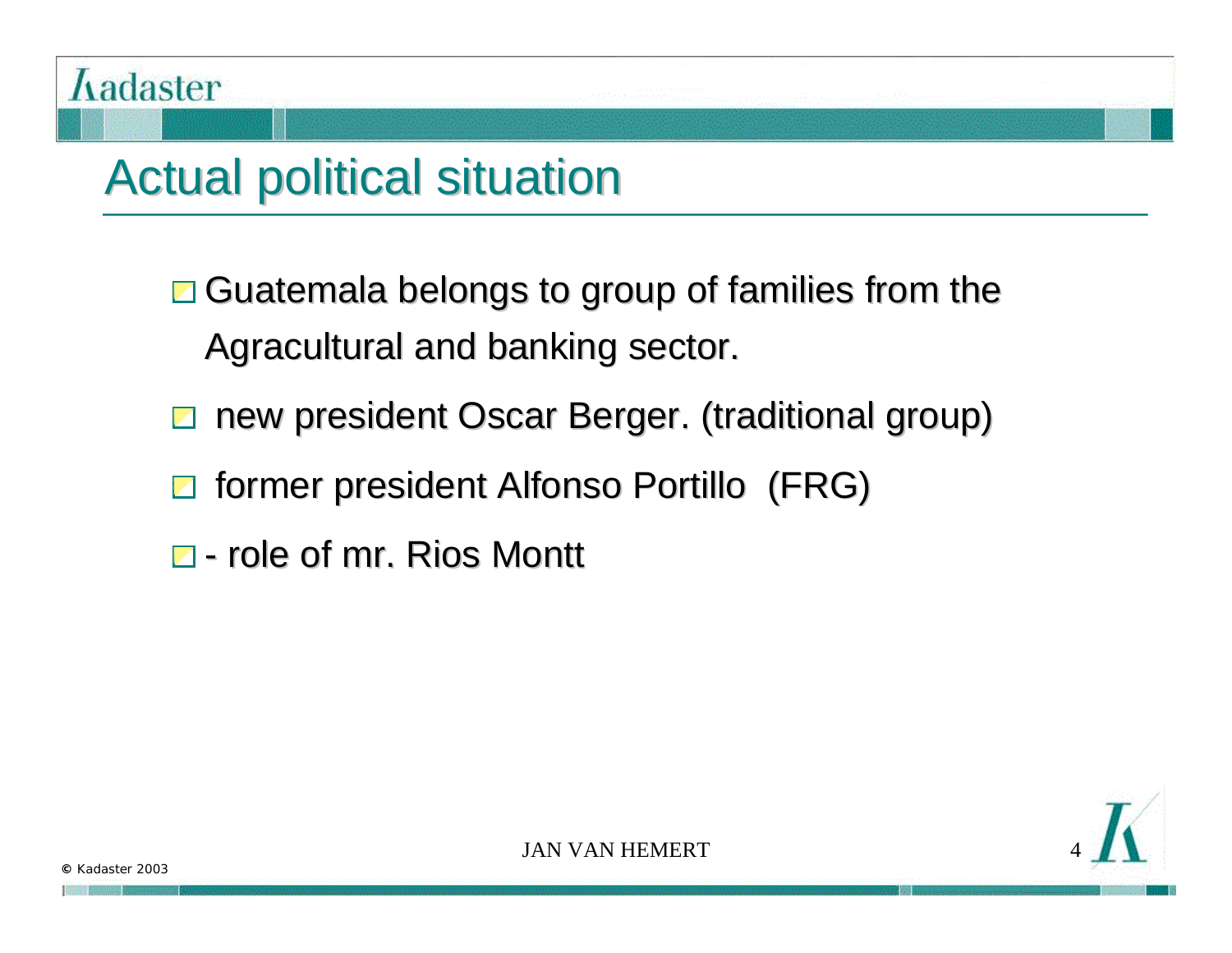# Actual political situation

- Guatemala belongs to group of families from the Agracultural and banking sector.
- new president Oscar Berger. (traditional group)
- former president Alfonso Portillo (FRG)
- \- role of mr. Rios Montt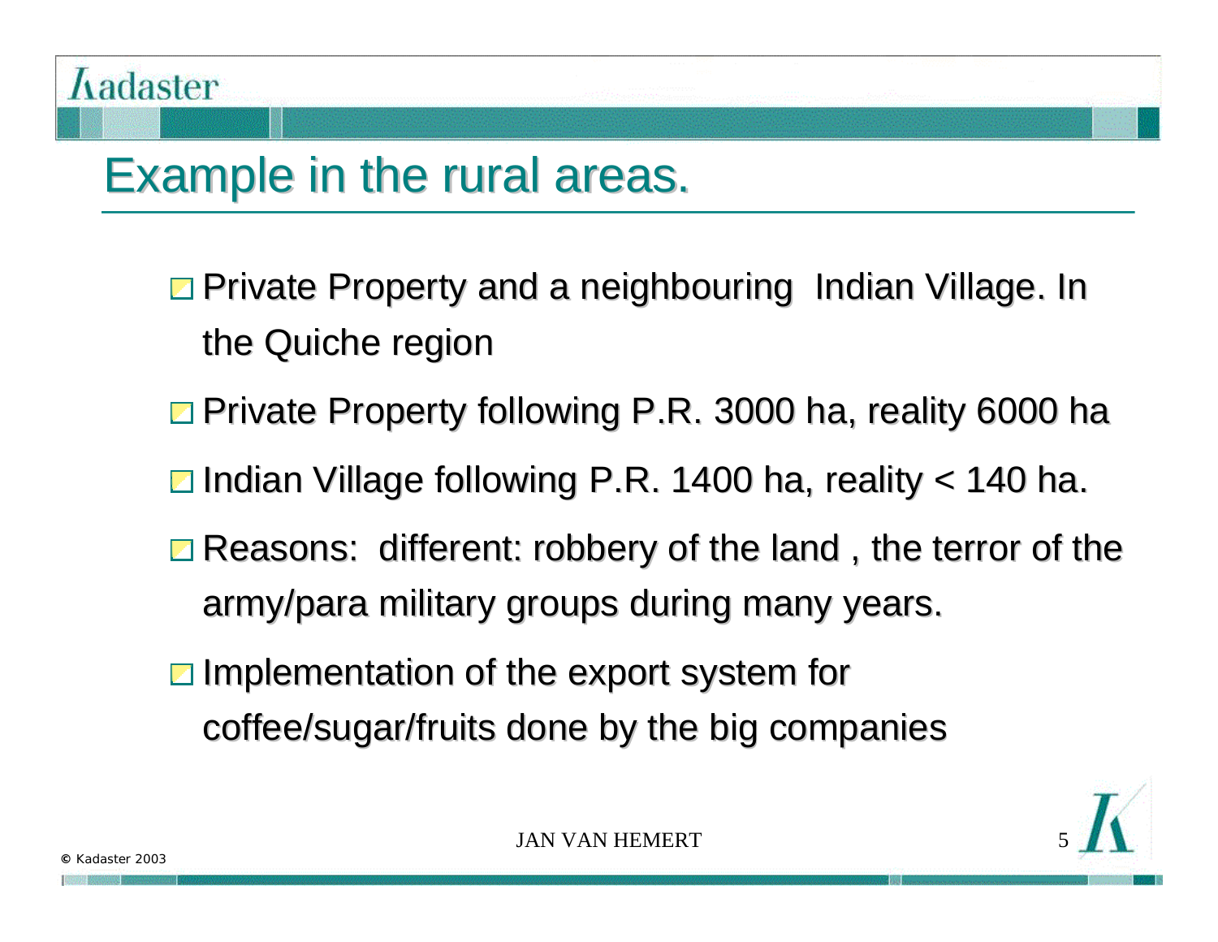# Example in the rural areas.

- Private Property and a neighbouring  Indian Village. In the Quiche region
- Private Property following P.R. 3000 ha, reality 6000 ha
- Indian Village following P.R. 1400 ha, reality < 140 ha.
- Reasons:  different: robbery of the land , the terror of the army/para military groups during many years.
- Implementation of the export system for coffee/sugar/fruits done by the big companies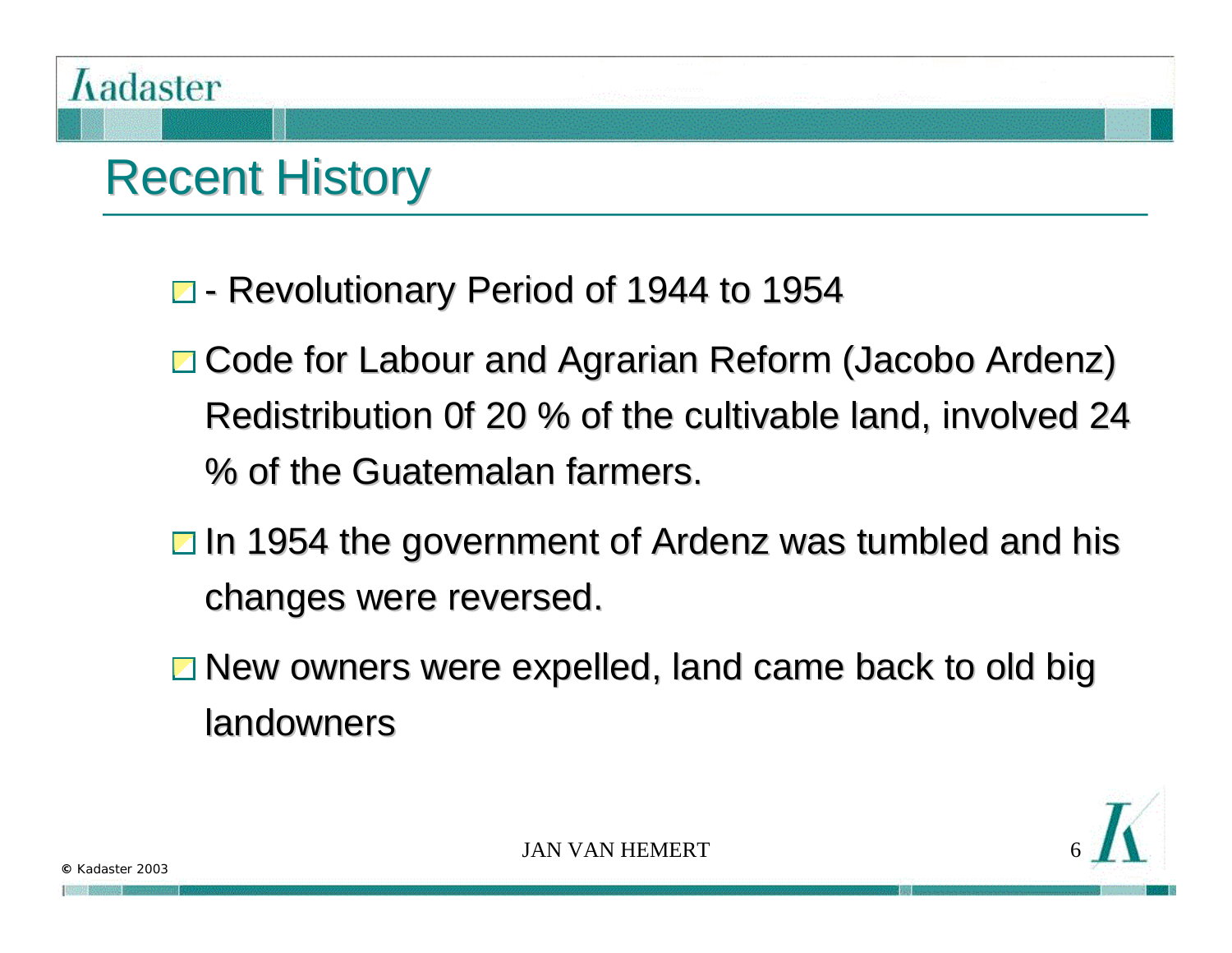# Recent History

- \- Revolutionary Period of 1944 to 1954
- Code for Labour and Agrarian Reform (Jacobo Ardenz) Redistribution 0f 20 % of the cultivable land, involved 24 % of the Guatemalan farmers.
- In 1954 the government of Ardenz was tumbled and his changes were reversed.
- New owners were expelled, land came back to old big landowners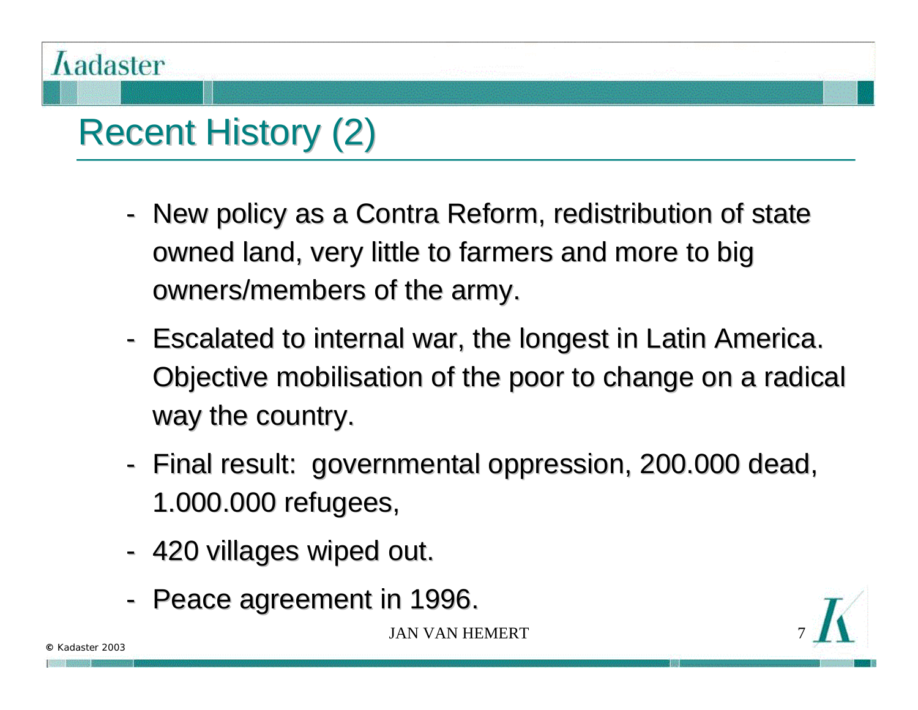# Recent History (2)

- New policy as a Contra Reform, redistribution of state owned land, very little to farmers and more to big owners/members of the army.
- Escalated to internal war, the longest in Latin America. Objective mobilisation of the poor to change on a radical way the country.
- Final result: governmental oppression, 200.000 dead, 1.000.000 refugees,
- 420 villages wiped out.
- Peace agreement in 1996.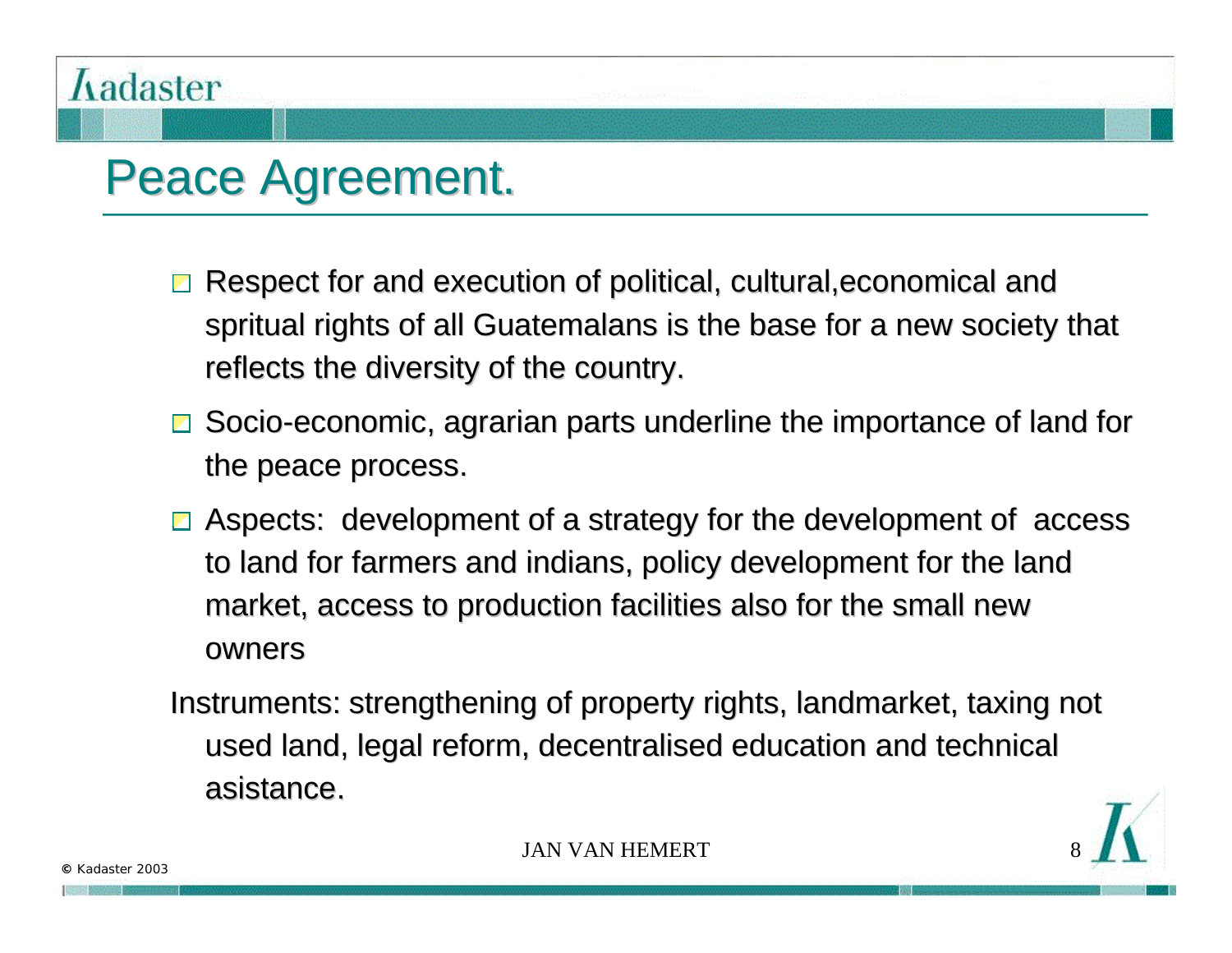# Peace Agreement.

- Respect for and execution of political, cultural,economical and spritual rights of all Guatemalans is the base for a new society that reflects the diversity of the country.
- Socio-economic, agrarian parts underline the importance of land for the peace process.
- Aspects: development of a strategy for the development of access to land for farmers and indians, policy development for the land market, access to production facilities also for the small new owners

Instruments: strengthening of property rights, landmarket, taxing not used land, legal reform, decentralised education and technical asistance.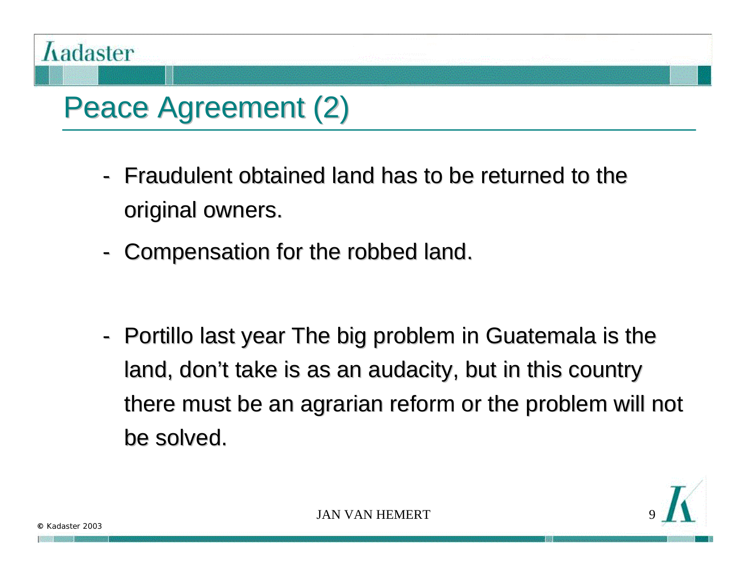# Peace Agreement (2)

- Fraudulent obtained land has to be returned to the original owners.
- Compensation for the robbed land.

- Portillo last year The big problem in Guatemala is the land, don't take is as an audacity, but in this country there must be an agrarian reform or the problem will not be solved.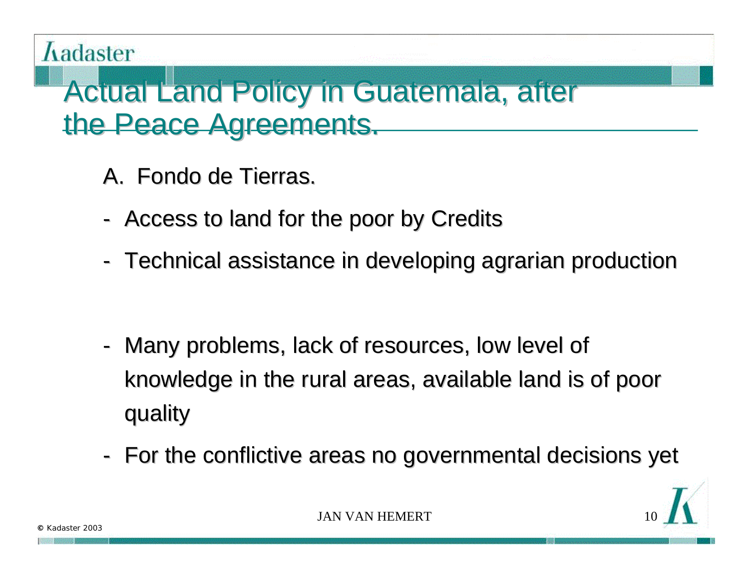# Actual Land Policy in Guatemala, after the Peace Agreements.

A. Fondo de Tierras.

- Access to land for the poor by Credits
- Technical assistance in developing agrarian production

- Many problems, lack of resources, low level of knowledge in the rural areas, available land is of poor quality
- For the conflictive areas no governmental decisions yet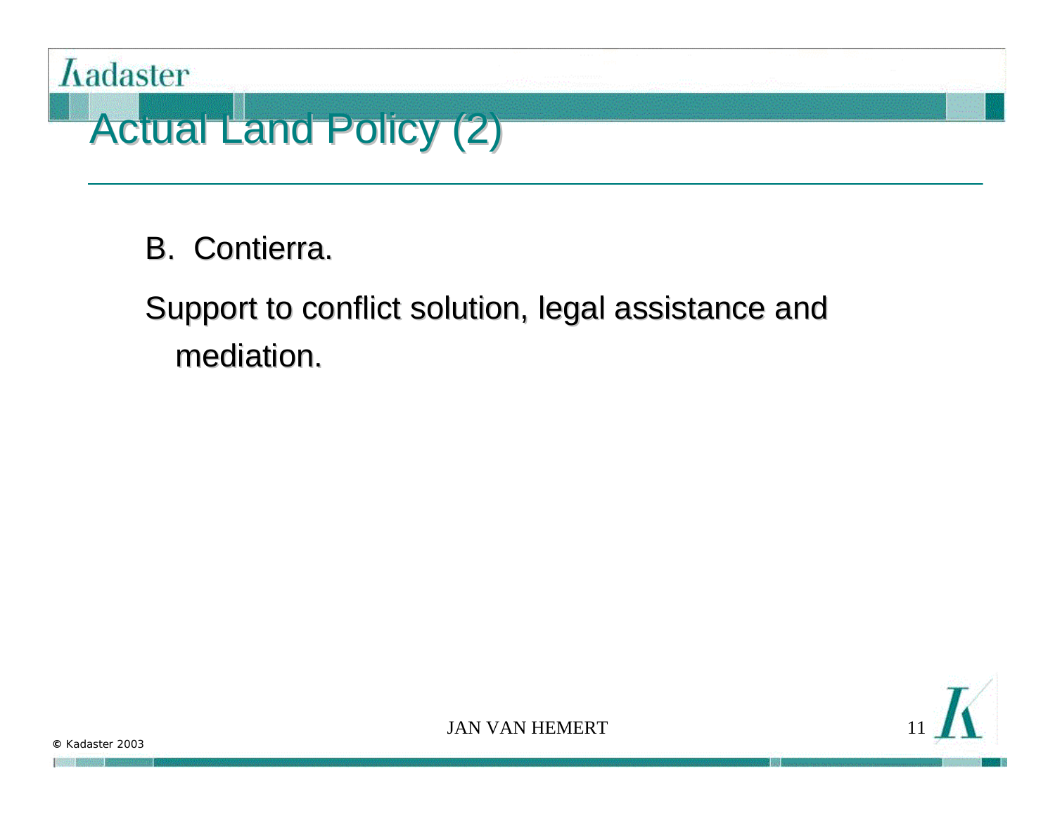# Actual Land Policy (2)

B. Contierra.

Support to conflict solution, legal assistance and mediation.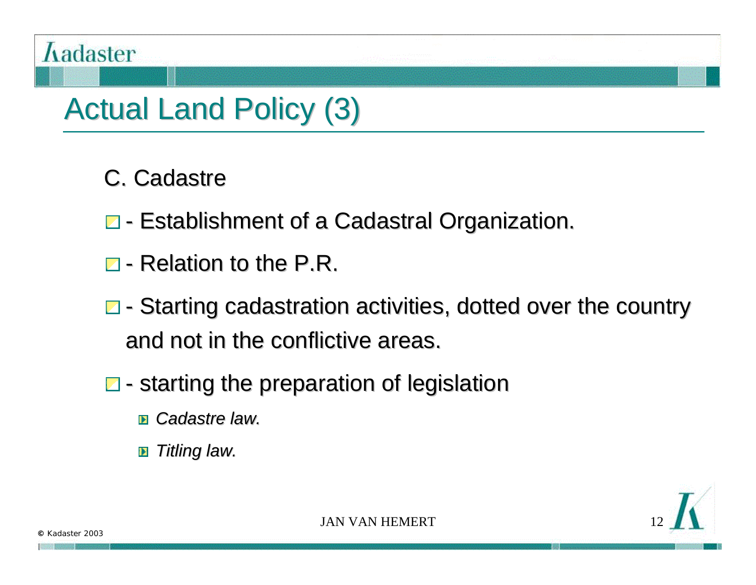# Actual Land Policy (3)

C. Cadastre

- \- Establishment of a Cadastral Organization.
- \- Relation to the P.R.
- \- Starting cadastration activities, dotted over the country and not in the conflictive areas.
- \- starting the preparation of legislation
  - *Cadastre law.*
  - *Titling law.*

JAN VAN HEMERT

© Kadaster 2003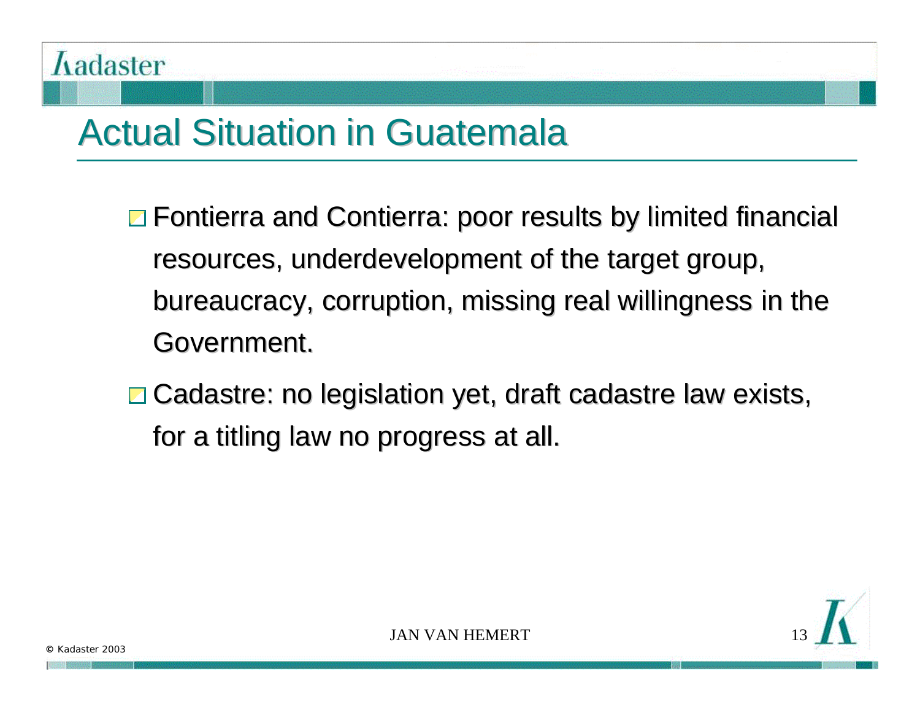# Actual Situation in Guatemala

- Fontierra and Contierra: poor results by limited financial resources, underdevelopment of the target group, bureaucracy, corruption, missing real willingness in the Government.
- Cadastre: no legislation yet, draft cadastre law exists, for a titling law no progress at all.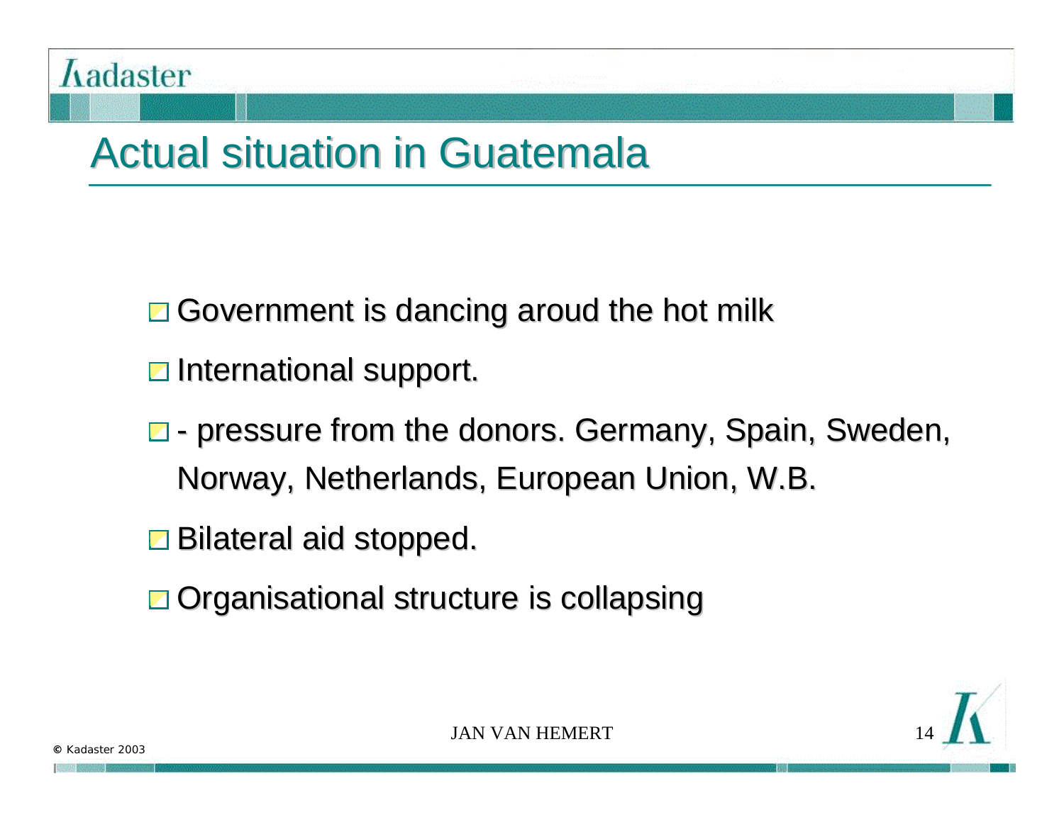# Actual situation in Guatemala

- Government is dancing aroud the hot milk
- International support.
- - pressure from the donors. Germany, Spain, Sweden, Norway, Netherlands, European Union, W.B.
- Bilateral aid stopped.
- Organisational structure is collapsing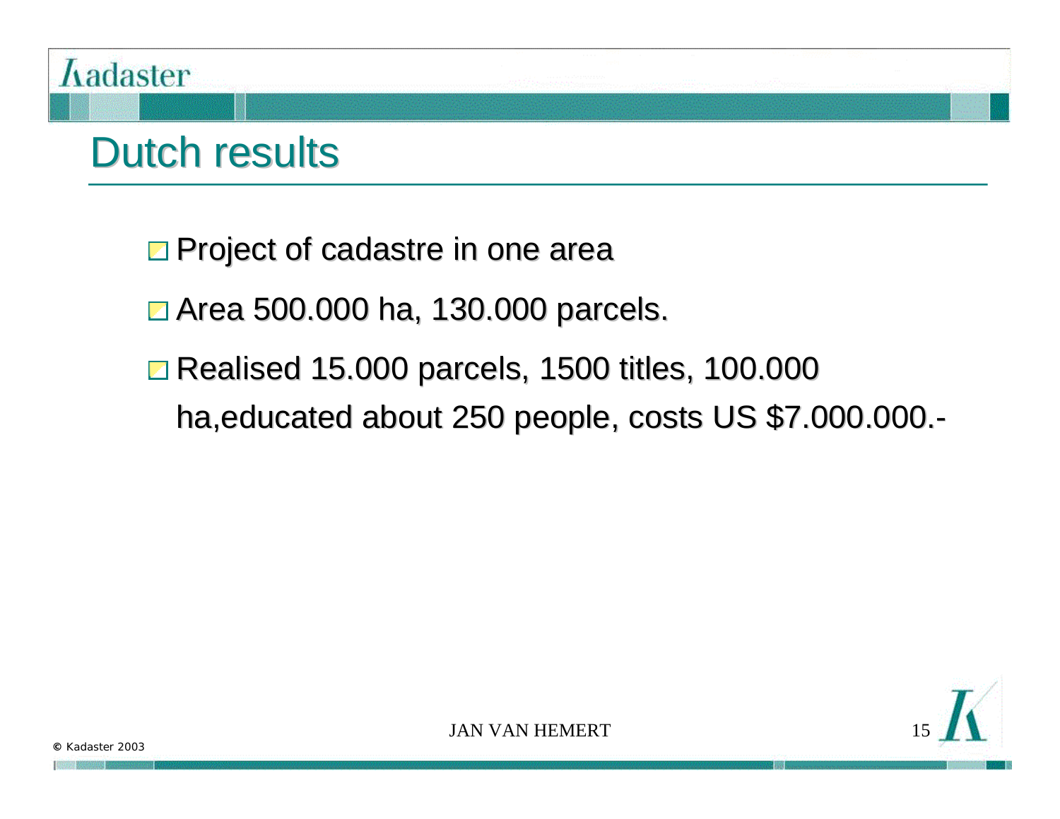# Dutch results

- Project of cadastre in one area
- Area 500.000 ha, 130.000 parcels.
- Realised 15.000 parcels, 1500 titles, 100.000 ha,educated about 250 people, costs US $7.000.000.-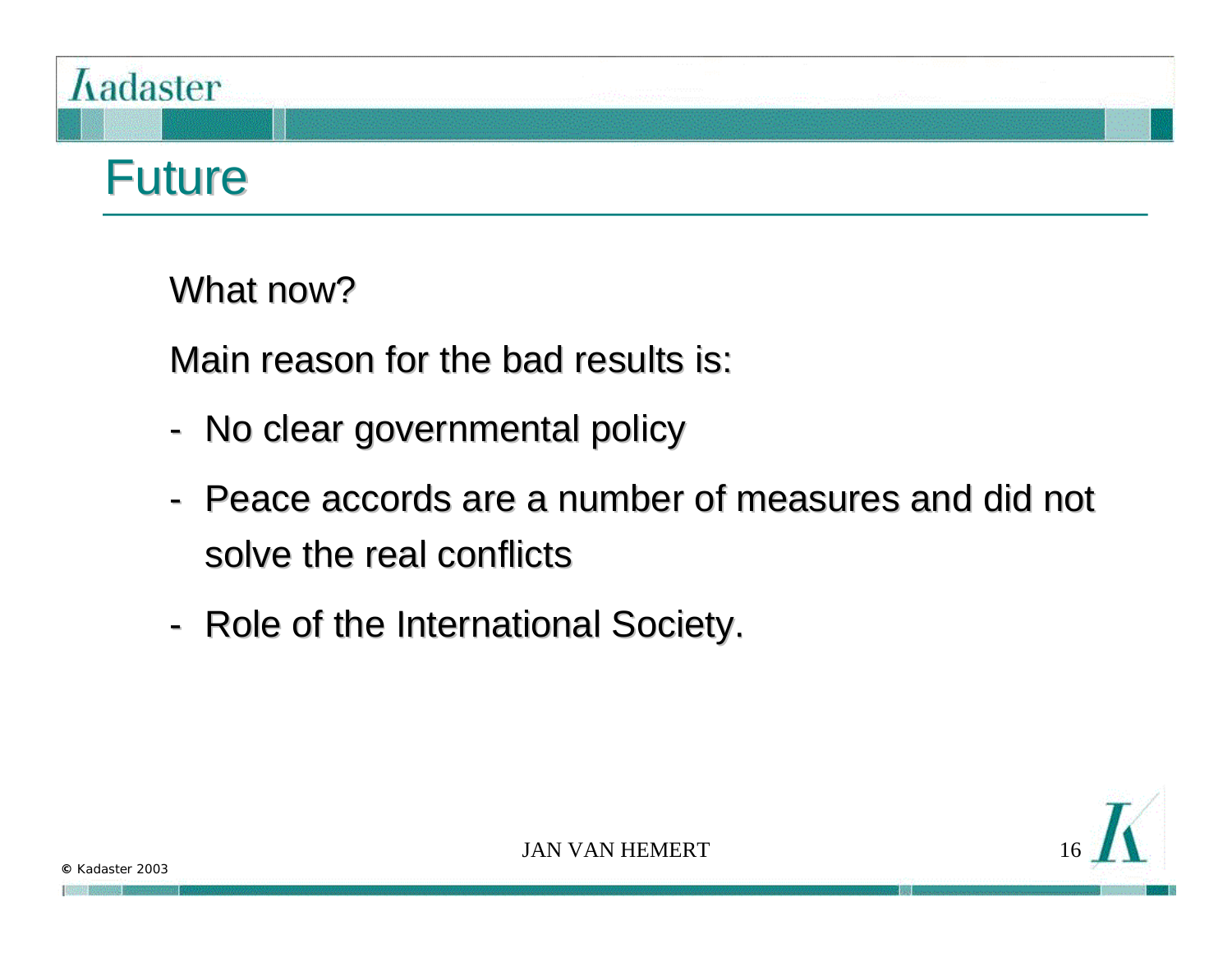# Future

What now?

Main reason for the bad results is:

- No clear governmental policy
- Peace accords are a number of measures and did not solve the real conflicts
- Role of the International Society.